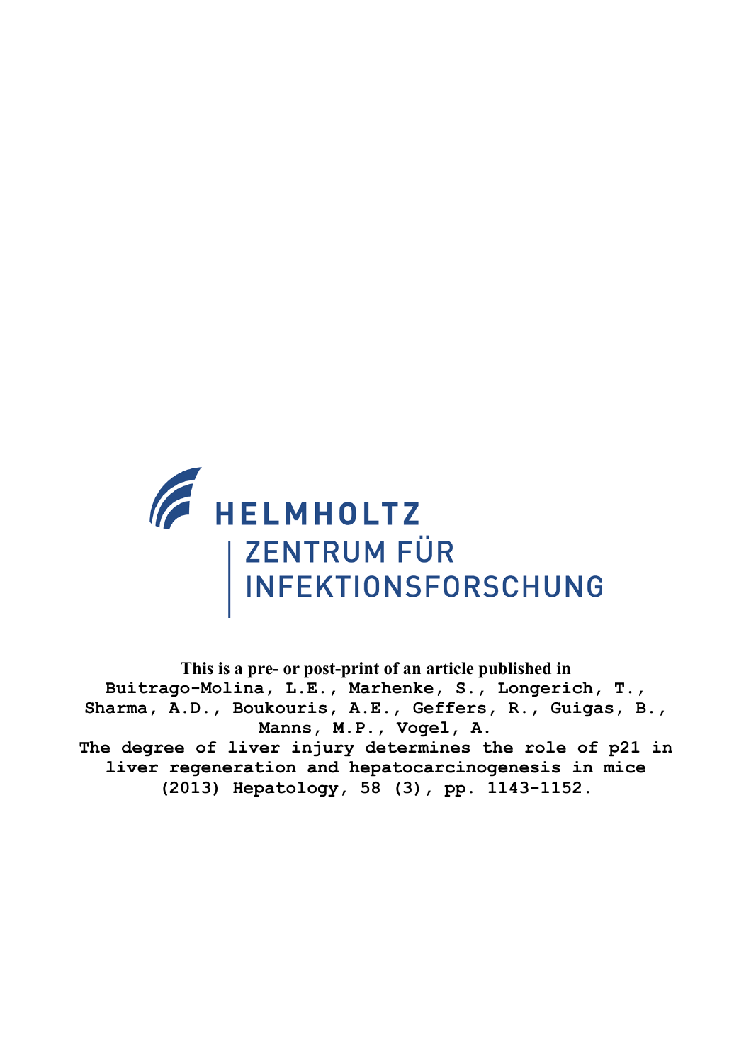HELMHOLTZ
ZENTRUM FÜR
INFEKTIONSFORSCHUNG

**This is a pre- or post-print of an article published in**
**Buitrago-Molina, L.E., Marhenke, S., Longerich, T., Sharma, A.D., Boukouris, A.E., Geffers, R., Guigas, B., Manns, M.P., Vogel, A.**
**The degree of liver injury determines the role of p21 in liver regeneration and hepatocarcinogenesis in mice**
**(2013) Hepatology, 58 (3), pp. 1143-1152.**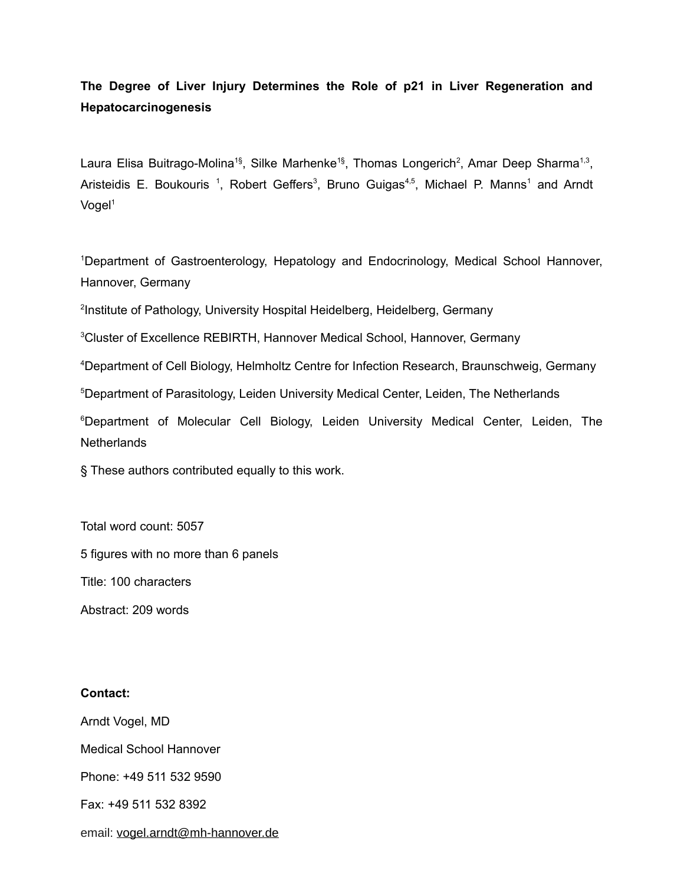**The Degree of Liver Injury Determines the Role of p21 in Liver Regeneration and Hepatocarcinogenesis**

Laura Elisa Buitrago-Molina[1§], Silke Marhenke[1§], Thomas Longerich[2], Amar Deep Sharma[1,3], Aristeidis E. Boukouris [1], Robert Geffers[3], Bruno Guigas[4,5], Michael P. Manns[1] and Arndt Vogel[1]

[1]Department of Gastroenterology, Hepatology and Endocrinology, Medical School Hannover, Hannover, Germany

[2]Institute of Pathology, University Hospital Heidelberg, Heidelberg, Germany

[3]Cluster of Excellence REBIRTH, Hannover Medical School, Hannover, Germany

[4]Department of Cell Biology, Helmholtz Centre for Infection Research, Braunschweig, Germany

[5]Department of Parasitology, Leiden University Medical Center, Leiden, The Netherlands

[6]Department of Molecular Cell Biology, Leiden University Medical Center, Leiden, The Netherlands

§ These authors contributed equally to this work.

Total word count: 5057

5 figures with no more than 6 panels

Title: 100 characters

Abstract: 209 words

**Contact:**

Arndt Vogel, MD

Medical School Hannover

Phone: +49 511 532 9590

Fax: +49 511 532 8392

email: vogel.arndt@mh-hannover.de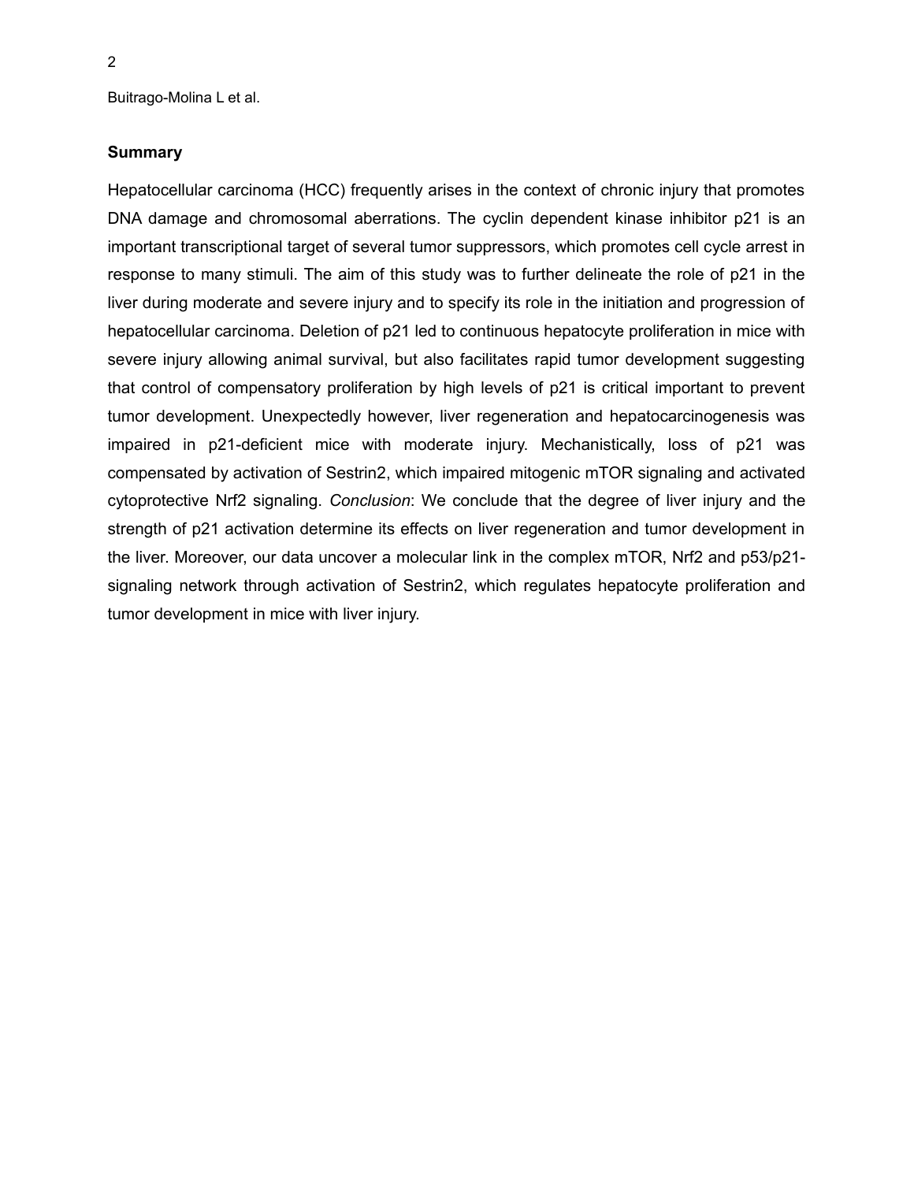## Summary

Hepatocellular carcinoma (HCC) frequently arises in the context of chronic injury that promotes DNA damage and chromosomal aberrations. The cyclin dependent kinase inhibitor p21 is an important transcriptional target of several tumor suppressors, which promotes cell cycle arrest in response to many stimuli. The aim of this study was to further delineate the role of p21 in the liver during moderate and severe injury and to specify its role in the initiation and progression of hepatocellular carcinoma. Deletion of p21 led to continuous hepatocyte proliferation in mice with severe injury allowing animal survival, but also facilitates rapid tumor development suggesting that control of compensatory proliferation by high levels of p21 is critical important to prevent tumor development. Unexpectedly however, liver regeneration and hepatocarcinogenesis was impaired in p21-deficient mice with moderate injury. Mechanistically, loss of p21 was compensated by activation of Sestrin2, which impaired mitogenic mTOR signaling and activated cytoprotective Nrf2 signaling. *Conclusion*: We conclude that the degree of liver injury and the strength of p21 activation determine its effects on liver regeneration and tumor development in the liver. Moreover, our data uncover a molecular link in the complex mTOR, Nrf2 and p53/p21-signaling network through activation of Sestrin2, which regulates hepatocyte proliferation and tumor development in mice with liver injury.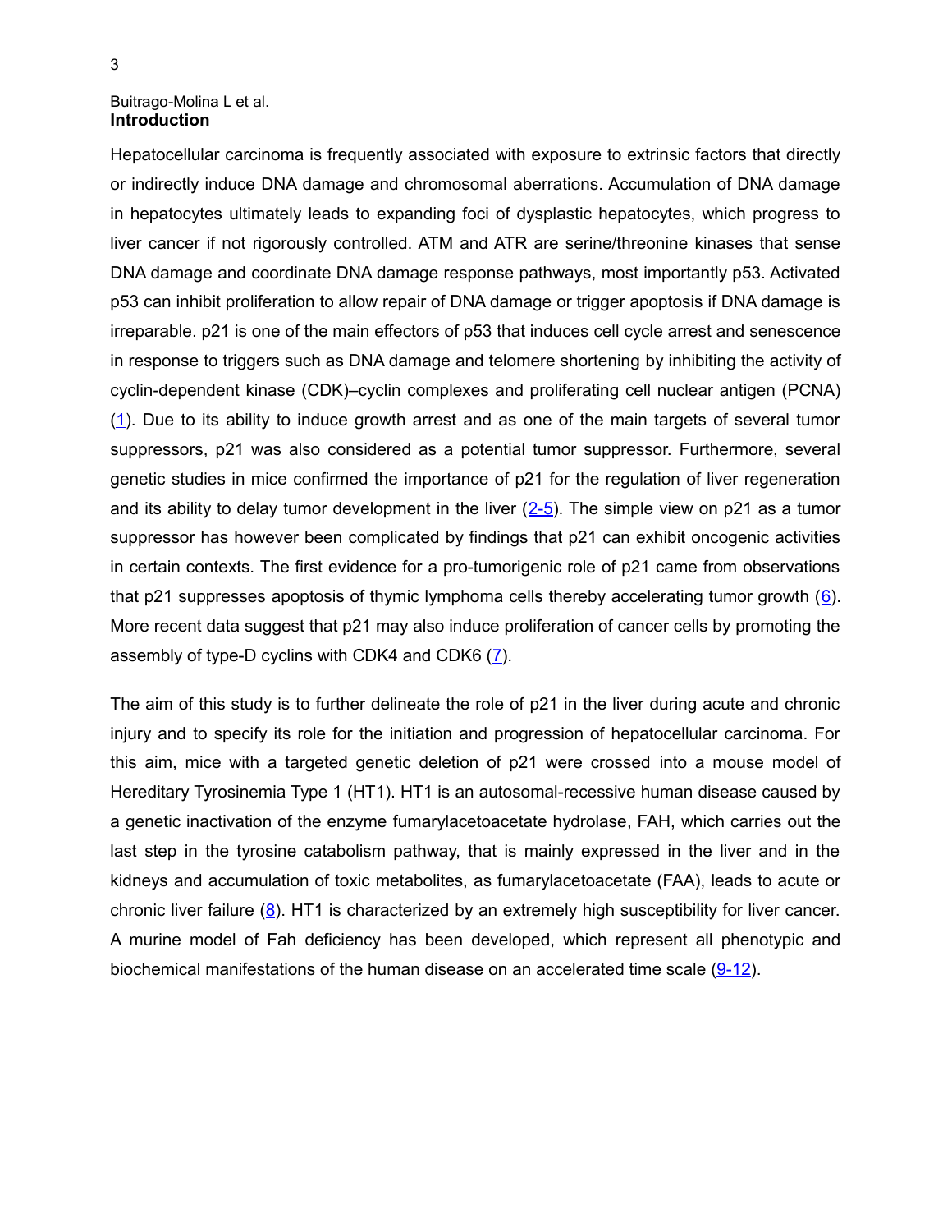## Introduction

Hepatocellular carcinoma is frequently associated with exposure to extrinsic factors that directly or indirectly induce DNA damage and chromosomal aberrations. Accumulation of DNA damage in hepatocytes ultimately leads to expanding foci of dysplastic hepatocytes, which progress to liver cancer if not rigorously controlled. ATM and ATR are serine/threonine kinases that sense DNA damage and coordinate DNA damage response pathways, most importantly p53. Activated p53 can inhibit proliferation to allow repair of DNA damage or trigger apoptosis if DNA damage is irreparable. p21 is one of the main effectors of p53 that induces cell cycle arrest and senescence in response to triggers such as DNA damage and telomere shortening by inhibiting the activity of cyclin-dependent kinase (CDK)–cyclin complexes and proliferating cell nuclear antigen (PCNA) (1). Due to its ability to induce growth arrest and as one of the main targets of several tumor suppressors, p21 was also considered as a potential tumor suppressor. Furthermore, several genetic studies in mice confirmed the importance of p21 for the regulation of liver regeneration and its ability to delay tumor development in the liver (2-5). The simple view on p21 as a tumor suppressor has however been complicated by findings that p21 can exhibit oncogenic activities in certain contexts. The first evidence for a pro-tumorigenic role of p21 came from observations that p21 suppresses apoptosis of thymic lymphoma cells thereby accelerating tumor growth (6). More recent data suggest that p21 may also induce proliferation of cancer cells by promoting the assembly of type-D cyclins with CDK4 and CDK6 (7).

The aim of this study is to further delineate the role of p21 in the liver during acute and chronic injury and to specify its role for the initiation and progression of hepatocellular carcinoma. For this aim, mice with a targeted genetic deletion of p21 were crossed into a mouse model of Hereditary Tyrosinemia Type 1 (HT1). HT1 is an autosomal-recessive human disease caused by a genetic inactivation of the enzyme fumarylacetoacetate hydrolase, FAH, which carries out the last step in the tyrosine catabolism pathway, that is mainly expressed in the liver and in the kidneys and accumulation of toxic metabolites, as fumarylacetoacetate (FAA), leads to acute or chronic liver failure (8). HT1 is characterized by an extremely high susceptibility for liver cancer. A murine model of Fah deficiency has been developed, which represent all phenotypic and biochemical manifestations of the human disease on an accelerated time scale (9-12).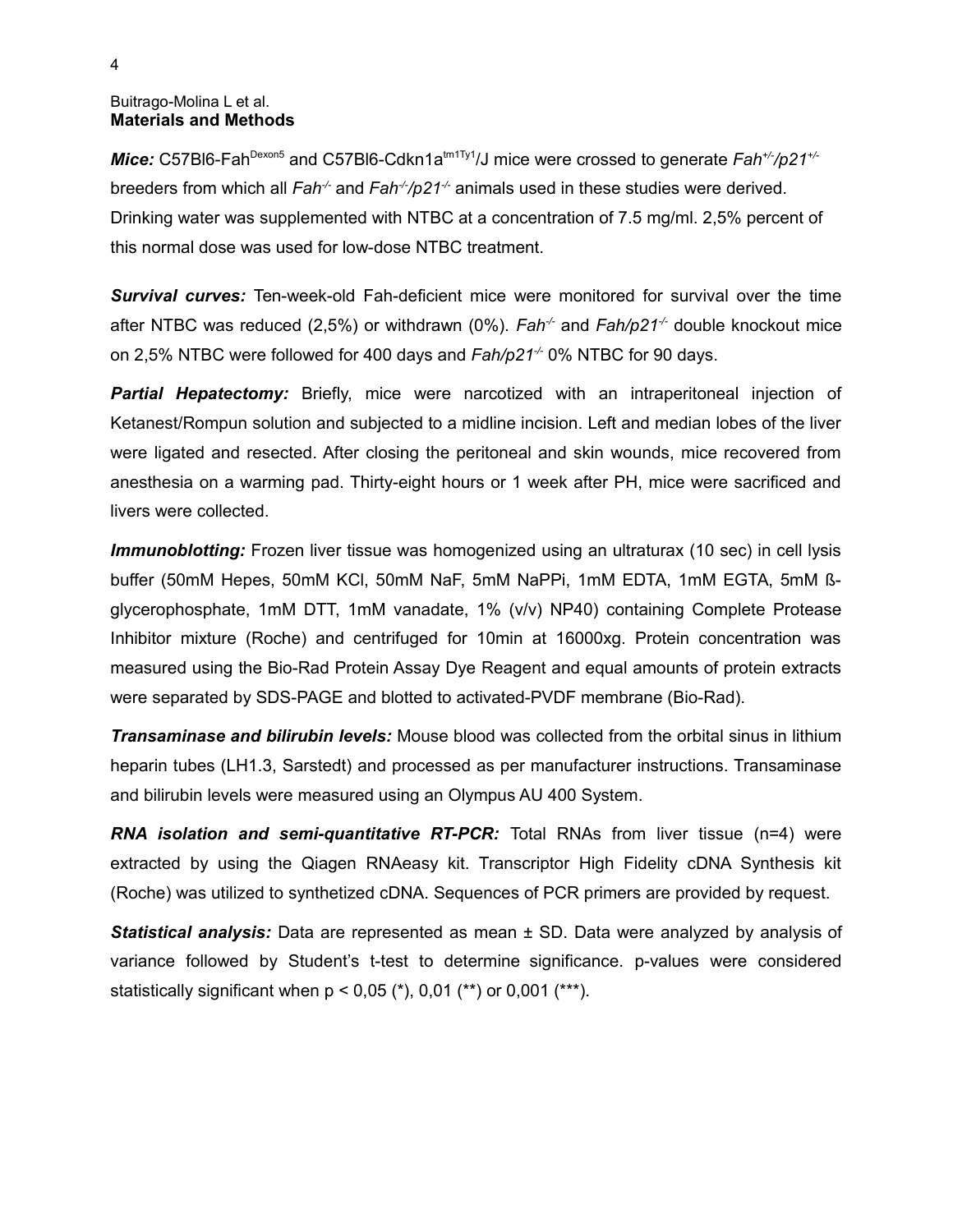## Materials and Methods

***Mice:*** C57Bl6-Fah$^{Dexon5}$ and C57Bl6-Cdkn1a$^{tm1Ty1}$/J mice were crossed to generate *Fah$^{+/-}$/p21$^{+/-}$* breeders from which all *Fah$^{-/-}$* and *Fah$^{-/-}$/p21$^{-/-}$* animals used in these studies were derived. Drinking water was supplemented with NTBC at a concentration of 7.5 mg/ml. 2,5% percent of this normal dose was used for low-dose NTBC treatment.

***Survival curves:*** Ten-week-old Fah-deficient mice were monitored for survival over the time after NTBC was reduced (2,5%) or withdrawn (0%). *Fah$^{-/-}$* and *Fah/p21$^{-/-}$* double knockout mice on 2,5% NTBC were followed for 400 days and *Fah/p21$^{-/-}$* 0% NTBC for 90 days.

***Partial Hepatectomy:*** Briefly, mice were narcotized with an intraperitoneal injection of Ketanest/Rompun solution and subjected to a midline incision. Left and median lobes of the liver were ligated and resected. After closing the peritoneal and skin wounds, mice recovered from anesthesia on a warming pad. Thirty-eight hours or 1 week after PH, mice were sacrificed and livers were collected.

***Immunoblotting:*** Frozen liver tissue was homogenized using an ultraturax (10 sec) in cell lysis buffer (50mM Hepes, 50mM KCl, 50mM NaF, 5mM NaPPi, 1mM EDTA, 1mM EGTA, 5mM ß-glycerophosphate, 1mM DTT, 1mM vanadate, 1% (v/v) NP40) containing Complete Protease Inhibitor mixture (Roche) and centrifuged for 10min at 16000xg. Protein concentration was measured using the Bio-Rad Protein Assay Dye Reagent and equal amounts of protein extracts were separated by SDS-PAGE and blotted to activated-PVDF membrane (Bio-Rad).

***Transaminase and bilirubin levels:*** Mouse blood was collected from the orbital sinus in lithium heparin tubes (LH1.3, Sarstedt) and processed as per manufacturer instructions. Transaminase and bilirubin levels were measured using an Olympus AU 400 System.

***RNA isolation and semi-quantitative RT-PCR:*** Total RNAs from liver tissue (n=4) were extracted by using the Qiagen RNAeasy kit. Transcriptor High Fidelity cDNA Synthesis kit (Roche) was utilized to synthetized cDNA. Sequences of PCR primers are provided by request.

***Statistical analysis:*** Data are represented as mean ± SD. Data were analyzed by analysis of variance followed by Student's t-test to determine significance. p-values were considered statistically significant when $p < 0,05$ (*), 0,01 (**) or 0,001 (***).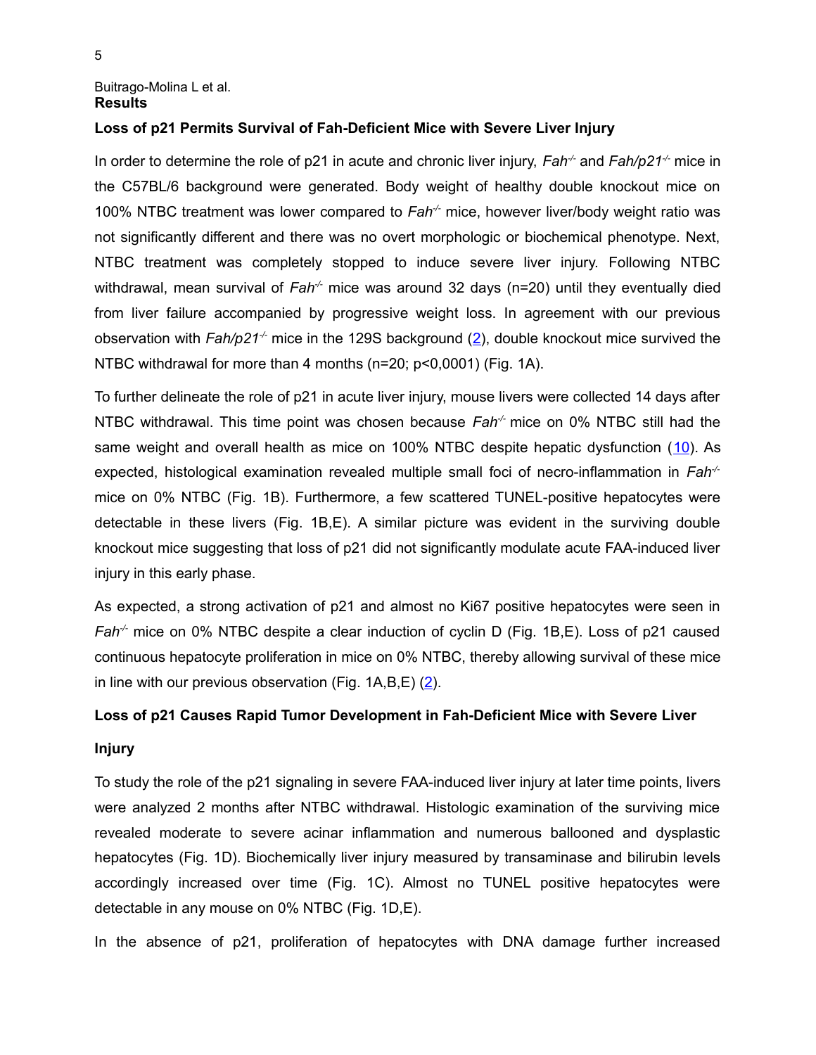## Results

### Loss of p21 Permits Survival of Fah-Deficient Mice with Severe Liver Injury

In order to determine the role of p21 in acute and chronic liver injury, *Fah*$^{-/-}$ and *Fah/p21*$^{-/-}$ mice in the C57BL/6 background were generated. Body weight of healthy double knockout mice on 100% NTBC treatment was lower compared to *Fah*$^{-/-}$ mice, however liver/body weight ratio was not significantly different and there was no overt morphologic or biochemical phenotype. Next, NTBC treatment was completely stopped to induce severe liver injury. Following NTBC withdrawal, mean survival of *Fah*$^{-/-}$ mice was around 32 days (n=20) until they eventually died from liver failure accompanied by progressive weight loss. In agreement with our previous observation with *Fah/p21*$^{-/-}$ mice in the 129S background (2), double knockout mice survived the NTBC withdrawal for more than 4 months (n=20; p<0,0001) (Fig. 1A).

To further delineate the role of p21 in acute liver injury, mouse livers were collected 14 days after NTBC withdrawal. This time point was chosen because *Fah*$^{-/-}$ mice on 0% NTBC still had the same weight and overall health as mice on 100% NTBC despite hepatic dysfunction (10). As expected, histological examination revealed multiple small foci of necro-inflammation in *Fah*$^{-/-}$ mice on 0% NTBC (Fig. 1B). Furthermore, a few scattered TUNEL-positive hepatocytes were detectable in these livers (Fig. 1B,E). A similar picture was evident in the surviving double knockout mice suggesting that loss of p21 did not significantly modulate acute FAA-induced liver injury in this early phase.

As expected, a strong activation of p21 and almost no Ki67 positive hepatocytes were seen in *Fah*$^{-/-}$ mice on 0% NTBC despite a clear induction of cyclin D (Fig. 1B,E). Loss of p21 caused continuous hepatocyte proliferation in mice on 0% NTBC, thereby allowing survival of these mice in line with our previous observation (Fig. 1A,B,E) (2).

### Loss of p21 Causes Rapid Tumor Development in Fah-Deficient Mice with Severe Liver Injury

To study the role of the p21 signaling in severe FAA-induced liver injury at later time points, livers were analyzed 2 months after NTBC withdrawal. Histologic examination of the surviving mice revealed moderate to severe acinar inflammation and numerous ballooned and dysplastic hepatocytes (Fig. 1D). Biochemically liver injury measured by transaminase and bilirubin levels accordingly increased over time (Fig. 1C). Almost no TUNEL positive hepatocytes were detectable in any mouse on 0% NTBC (Fig. 1D,E).

In the absence of p21, proliferation of hepatocytes with DNA damage further increased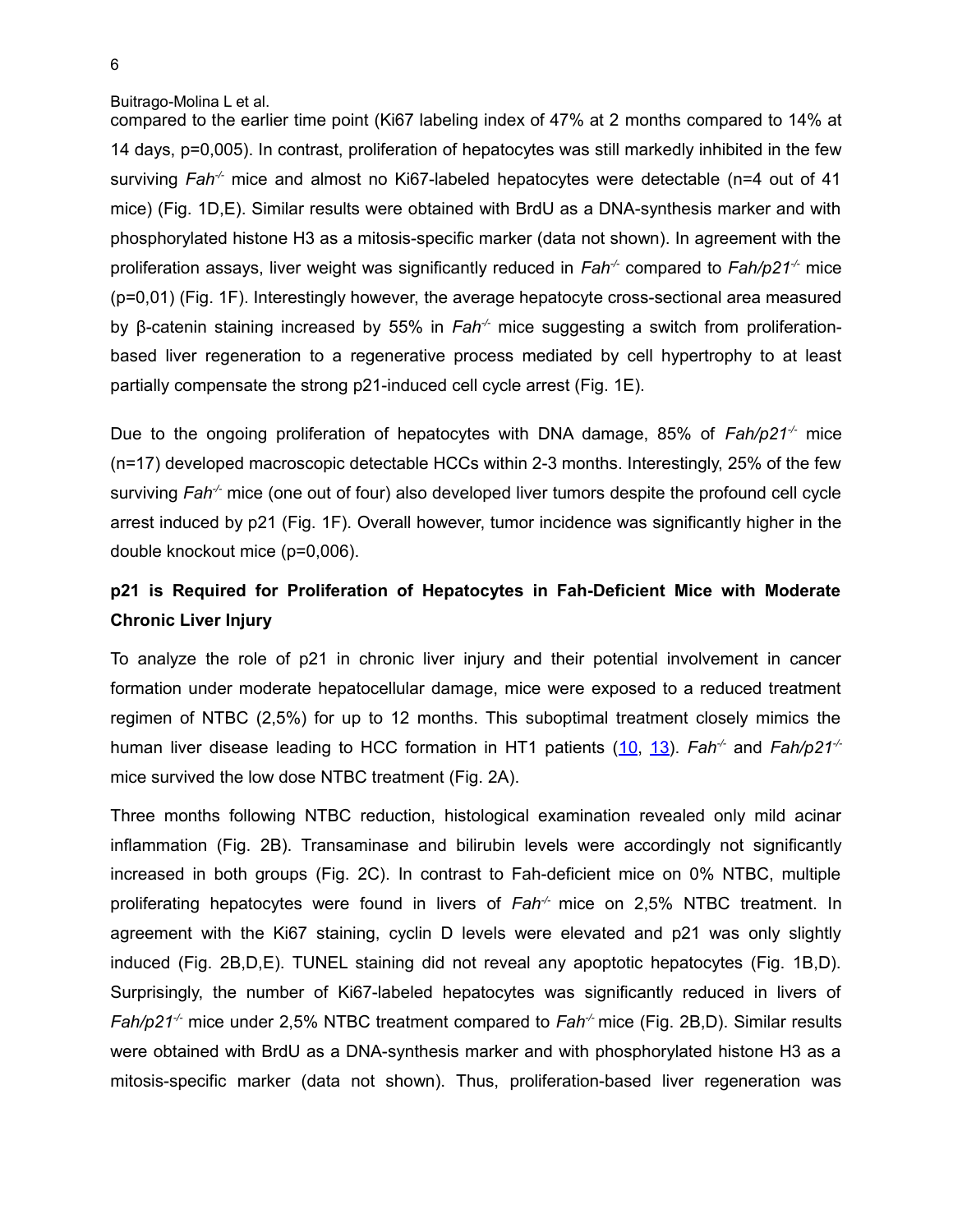compared to the earlier time point (Ki67 labeling index of 47% at 2 months compared to 14% at 14 days, p=0,005). In contrast, proliferation of hepatocytes was still markedly inhibited in the few surviving *Fah*$^{-/-}$ mice and almost no Ki67-labeled hepatocytes were detectable (n=4 out of 41 mice) (Fig. 1D,E). Similar results were obtained with BrdU as a DNA-synthesis marker and with phosphorylated histone H3 as a mitosis-specific marker (data not shown). In agreement with the proliferation assays, liver weight was significantly reduced in *Fah*$^{-/-}$ compared to *Fah/p21*$^{-/-}$ mice (p=0,01) (Fig. 1F). Interestingly however, the average hepatocyte cross-sectional area measured by β-catenin staining increased by 55% in *Fah*$^{-/-}$ mice suggesting a switch from proliferation-based liver regeneration to a regenerative process mediated by cell hypertrophy to at least partially compensate the strong p21-induced cell cycle arrest (Fig. 1E).

Due to the ongoing proliferation of hepatocytes with DNA damage, 85% of *Fah/p21*$^{-/-}$ mice (n=17) developed macroscopic detectable HCCs within 2-3 months. Interestingly, 25% of the few surviving *Fah*$^{-/-}$ mice (one out of four) also developed liver tumors despite the profound cell cycle arrest induced by p21 (Fig. 1F). Overall however, tumor incidence was significantly higher in the double knockout mice (p=0,006).

### p21 is Required for Proliferation of Hepatocytes in Fah-Deficient Mice with Moderate Chronic Liver Injury

To analyze the role of p21 in chronic liver injury and their potential involvement in cancer formation under moderate hepatocellular damage, mice were exposed to a reduced treatment regimen of NTBC (2,5%) for up to 12 months. This suboptimal treatment closely mimics the human liver disease leading to HCC formation in HT1 patients (10, 13). *Fah*$^{-/-}$ and *Fah/p21*$^{-/-}$ mice survived the low dose NTBC treatment (Fig. 2A).

Three months following NTBC reduction, histological examination revealed only mild acinar inflammation (Fig. 2B). Transaminase and bilirubin levels were accordingly not significantly increased in both groups (Fig. 2C). In contrast to Fah-deficient mice on 0% NTBC, multiple proliferating hepatocytes were found in livers of *Fah*$^{-/-}$ mice on 2,5% NTBC treatment. In agreement with the Ki67 staining, cyclin D levels were elevated and p21 was only slightly induced (Fig. 2B,D,E). TUNEL staining did not reveal any apoptotic hepatocytes (Fig. 1B,D). Surprisingly, the number of Ki67-labeled hepatocytes was significantly reduced in livers of *Fah/p21*$^{-/-}$ mice under 2,5% NTBC treatment compared to *Fah*$^{-/-}$ mice (Fig. 2B,D). Similar results were obtained with BrdU as a DNA-synthesis marker and with phosphorylated histone H3 as a mitosis-specific marker (data not shown). Thus, proliferation-based liver regeneration was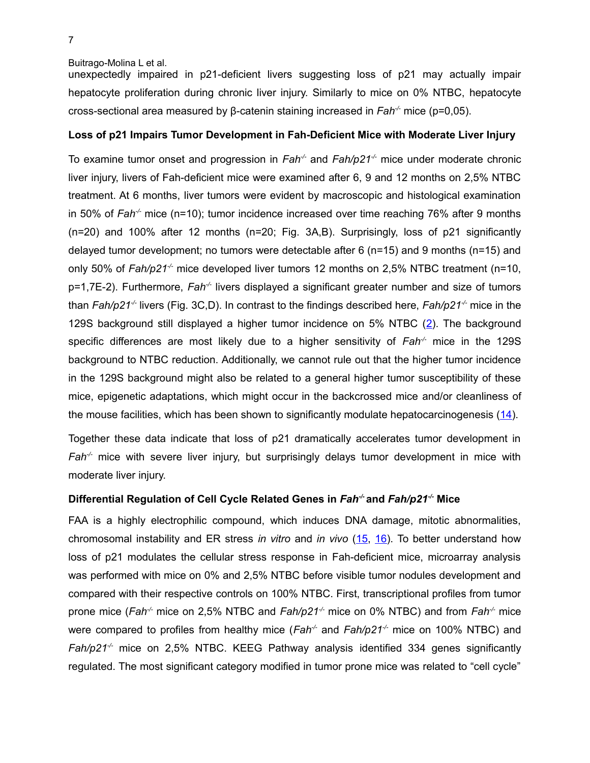unexpectedly impaired in p21-deficient livers suggesting loss of p21 may actually impair hepatocyte proliferation during chronic liver injury. Similarly to mice on 0% NTBC, hepatocyte cross-sectional area measured by β-catenin staining increased in *Fah$^{-/-}$* mice (p=0,05).

### Loss of p21 Impairs Tumor Development in Fah-Deficient Mice with Moderate Liver Injury

To examine tumor onset and progression in *Fah$^{-/-}$* and *Fah/p21$^{-/-}$* mice under moderate chronic liver injury, livers of Fah-deficient mice were examined after 6, 9 and 12 months on 2,5% NTBC treatment. At 6 months, liver tumors were evident by macroscopic and histological examination in 50% of *Fah$^{-/-}$* mice (n=10); tumor incidence increased over time reaching 76% after 9 months (n=20) and 100% after 12 months (n=20; Fig. 3A,B). Surprisingly, loss of p21 significantly delayed tumor development; no tumors were detectable after 6 (n=15) and 9 months (n=15) and only 50% of *Fah/p21$^{-/-}$* mice developed liver tumors 12 months on 2,5% NTBC treatment (n=10, p=1,7E-2). Furthermore, *Fah$^{-/-}$* livers displayed a significant greater number and size of tumors than *Fah/p21$^{-/-}$* livers (Fig. 3C,D). In contrast to the findings described here, *Fah/p21$^{-/-}$* mice in the 129S background still displayed a higher tumor incidence on 5% NTBC (2). The background specific differences are most likely due to a higher sensitivity of *Fah$^{-/-}$* mice in the 129S background to NTBC reduction. Additionally, we cannot rule out that the higher tumor incidence in the 129S background might also be related to a general higher tumor susceptibility of these mice, epigenetic adaptations, which might occur in the backcrossed mice and/or cleanliness of the mouse facilities, which has been shown to significantly modulate hepatocarcinogenesis (14).

Together these data indicate that loss of p21 dramatically accelerates tumor development in *Fah$^{-/-}$* mice with severe liver injury, but surprisingly delays tumor development in mice with moderate liver injury.

### Differential Regulation of Cell Cycle Related Genes in *Fah$^{-/-}$* and *Fah/p21$^{-/-}$* Mice

FAA is a highly electrophilic compound, which induces DNA damage, mitotic abnormalities, chromosomal instability and ER stress *in vitro* and *in vivo* (15, 16). To better understand how loss of p21 modulates the cellular stress response in Fah-deficient mice, microarray analysis was performed with mice on 0% and 2,5% NTBC before visible tumor nodules development and compared with their respective controls on 100% NTBC. First, transcriptional profiles from tumor prone mice (*Fah$^{-/-}$* mice on 2,5% NTBC and *Fah/p21$^{-/-}$* mice on 0% NTBC) and from *Fah$^{-/-}$* mice were compared to profiles from healthy mice (*Fah$^{-/-}$* and *Fah/p21$^{-/-}$* mice on 100% NTBC) and *Fah/p21$^{-/-}$* mice on 2,5% NTBC. KEEG Pathway analysis identified 334 genes significantly regulated. The most significant category modified in tumor prone mice was related to "cell cycle"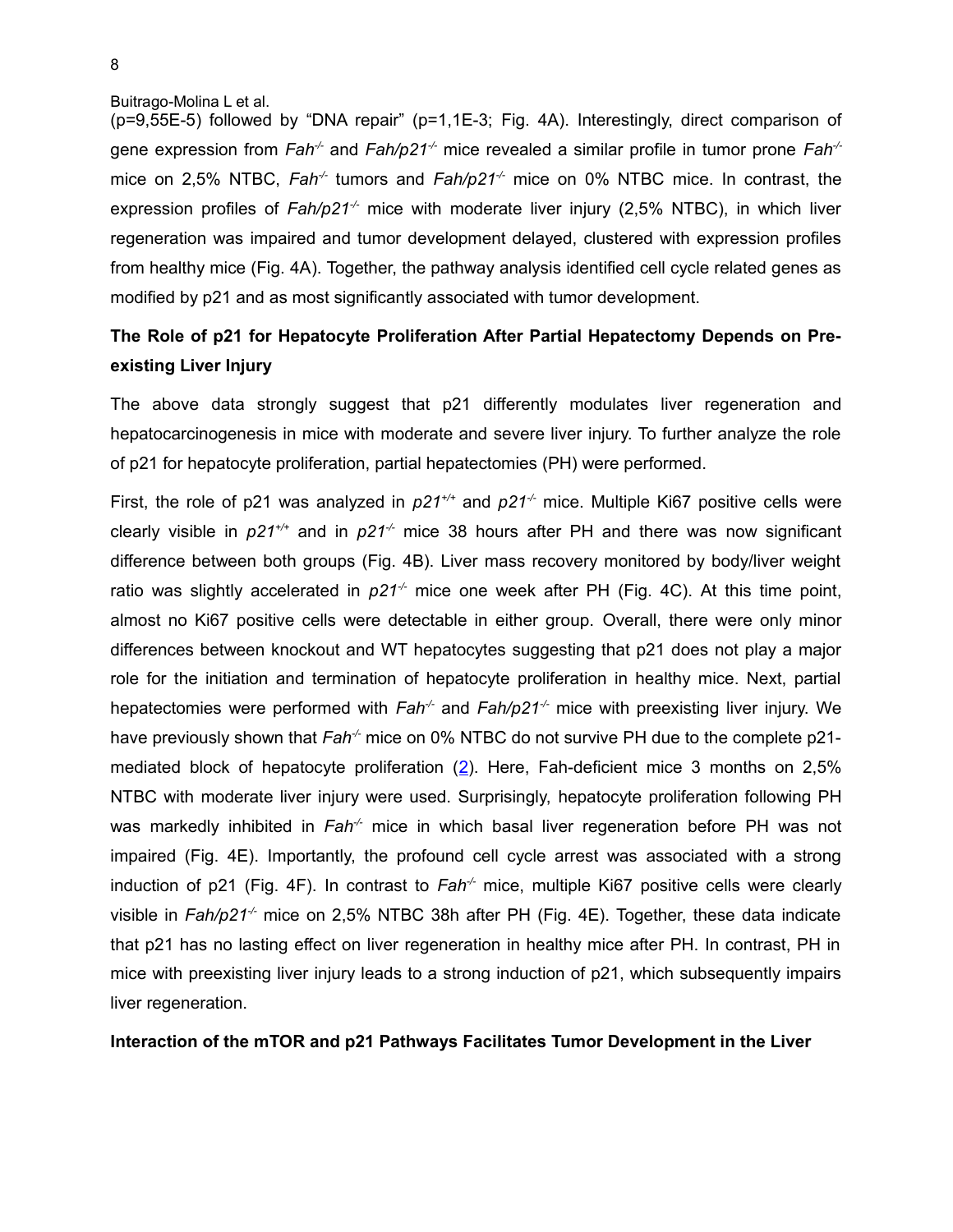(p=9,55E-5) followed by "DNA repair" (p=1,1E-3; Fig. 4A). Interestingly, direct comparison of gene expression from *Fah*$^{-/-}$ and *Fah/p21*$^{-/-}$ mice revealed a similar profile in tumor prone *Fah*$^{-/-}$ mice on 2,5% NTBC, *Fah*$^{-/-}$ tumors and *Fah/p21*$^{-/-}$ mice on 0% NTBC mice. In contrast, the expression profiles of *Fah/p21*$^{-/-}$ mice with moderate liver injury (2,5% NTBC), in which liver regeneration was impaired and tumor development delayed, clustered with expression profiles from healthy mice (Fig. 4A). Together, the pathway analysis identified cell cycle related genes as modified by p21 and as most significantly associated with tumor development.

**The Role of p21 for Hepatocyte Proliferation After Partial Hepatectomy Depends on Pre-existing Liver Injury**

The above data strongly suggest that p21 differently modulates liver regeneration and hepatocarcinogenesis in mice with moderate and severe liver injury. To further analyze the role of p21 for hepatocyte proliferation, partial hepatectomies (PH) were performed.

First, the role of p21 was analyzed in *p21*$^{+/+}$ and *p21*$^{-/-}$ mice. Multiple Ki67 positive cells were clearly visible in *p21*$^{+/+}$ and in *p21*$^{-/-}$ mice 38 hours after PH and there was now significant difference between both groups (Fig. 4B). Liver mass recovery monitored by body/liver weight ratio was slightly accelerated in *p21*$^{-/-}$ mice one week after PH (Fig. 4C). At this time point, almost no Ki67 positive cells were detectable in either group. Overall, there were only minor differences between knockout and WT hepatocytes suggesting that p21 does not play a major role for the initiation and termination of hepatocyte proliferation in healthy mice. Next, partial hepatectomies were performed with *Fah*$^{-/-}$ and *Fah/p21*$^{-/-}$ mice with preexisting liver injury. We have previously shown that *Fah*$^{-/-}$ mice on 0% NTBC do not survive PH due to the complete p21-mediated block of hepatocyte proliferation (2). Here, Fah-deficient mice 3 months on 2,5% NTBC with moderate liver injury were used. Surprisingly, hepatocyte proliferation following PH was markedly inhibited in *Fah*$^{-/-}$ mice in which basal liver regeneration before PH was not impaired (Fig. 4E). Importantly, the profound cell cycle arrest was associated with a strong induction of p21 (Fig. 4F). In contrast to *Fah*$^{-/-}$ mice, multiple Ki67 positive cells were clearly visible in *Fah/p21*$^{-/-}$ mice on 2,5% NTBC 38h after PH (Fig. 4E). Together, these data indicate that p21 has no lasting effect on liver regeneration in healthy mice after PH. In contrast, PH in mice with preexisting liver injury leads to a strong induction of p21, which subsequently impairs liver regeneration.

**Interaction of the mTOR and p21 Pathways Facilitates Tumor Development in the Liver**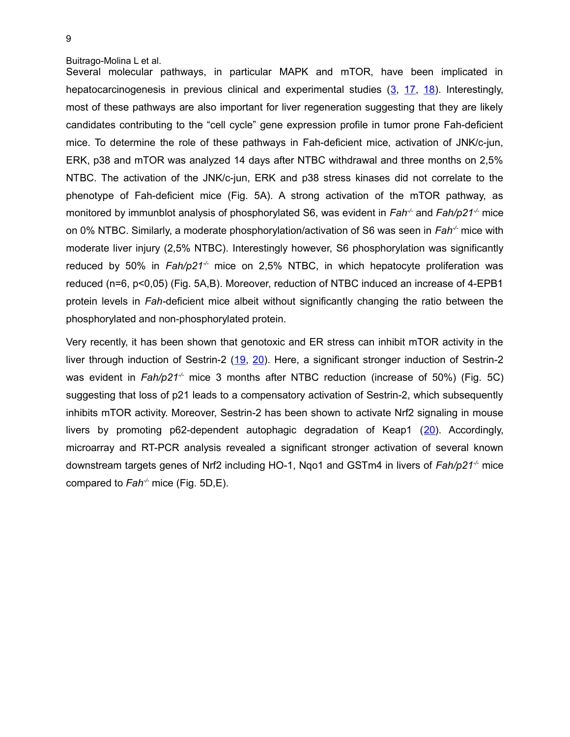Several molecular pathways, in particular MAPK and mTOR, have been implicated in hepatocarcinogenesis in previous clinical and experimental studies (3, 17, 18). Interestingly, most of these pathways are also important for liver regeneration suggesting that they are likely candidates contributing to the "cell cycle" gene expression profile in tumor prone Fah-deficient mice. To determine the role of these pathways in Fah-deficient mice, activation of JNK/c-jun, ERK, p38 and mTOR was analyzed 14 days after NTBC withdrawal and three months on 2,5% NTBC. The activation of the JNK/c-jun, ERK and p38 stress kinases did not correlate to the phenotype of Fah-deficient mice (Fig. 5A). A strong activation of the mTOR pathway, as monitored by immunblot analysis of phosphorylated S6, was evident in *Fah*$^{-/-}$ and *Fah/p21*$^{-/-}$ mice on 0% NTBC. Similarly, a moderate phosphorylation/activation of S6 was seen in *Fah*$^{-/-}$ mice with moderate liver injury (2,5% NTBC). Interestingly however, S6 phosphorylation was significantly reduced by 50% in *Fah/p21*$^{-/-}$ mice on 2,5% NTBC, in which hepatocyte proliferation was reduced (n=6, $p<0,05$) (Fig. 5A,B). Moreover, reduction of NTBC induced an increase of 4-EPB1 protein levels in *Fah*-deficient mice albeit without significantly changing the ratio between the phosphorylated and non-phosphorylated protein.

Very recently, it has been shown that genotoxic and ER stress can inhibit mTOR activity in the liver through induction of Sestrin-2 (19, 20). Here, a significant stronger induction of Sestrin-2 was evident in *Fah/p21*$^{-/-}$ mice 3 months after NTBC reduction (increase of 50%) (Fig. 5C) suggesting that loss of p21 leads to a compensatory activation of Sestrin-2, which subsequently inhibits mTOR activity. Moreover, Sestrin-2 has been shown to activate Nrf2 signaling in mouse livers by promoting p62-dependent autophagic degradation of Keap1 (20). Accordingly, microarray and RT-PCR analysis revealed a significant stronger activation of several known downstream targets genes of Nrf2 including HO-1, Nqo1 and GSTm4 in livers of *Fah/p21*$^{-/-}$ mice compared to *Fah*$^{-/-}$ mice (Fig. 5D,E).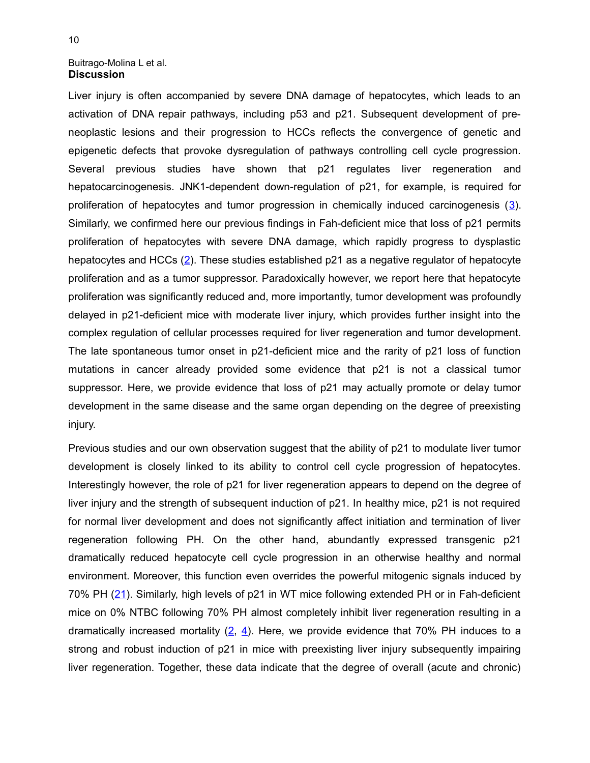## Discussion

Liver injury is often accompanied by severe DNA damage of hepatocytes, which leads to an activation of DNA repair pathways, including p53 and p21. Subsequent development of pre-neoplastic lesions and their progression to HCCs reflects the convergence of genetic and epigenetic defects that provoke dysregulation of pathways controlling cell cycle progression. Several previous studies have shown that p21 regulates liver regeneration and hepatocarcinogenesis. JNK1-dependent down-regulation of p21, for example, is required for proliferation of hepatocytes and tumor progression in chemically induced carcinogenesis (3). Similarly, we confirmed here our previous findings in Fah-deficient mice that loss of p21 permits proliferation of hepatocytes with severe DNA damage, which rapidly progress to dysplastic hepatocytes and HCCs (2). These studies established p21 as a negative regulator of hepatocyte proliferation and as a tumor suppressor. Paradoxically however, we report here that hepatocyte proliferation was significantly reduced and, more importantly, tumor development was profoundly delayed in p21-deficient mice with moderate liver injury, which provides further insight into the complex regulation of cellular processes required for liver regeneration and tumor development. The late spontaneous tumor onset in p21-deficient mice and the rarity of p21 loss of function mutations in cancer already provided some evidence that p21 is not a classical tumor suppressor. Here, we provide evidence that loss of p21 may actually promote or delay tumor development in the same disease and the same organ depending on the degree of preexisting injury.

Previous studies and our own observation suggest that the ability of p21 to modulate liver tumor development is closely linked to its ability to control cell cycle progression of hepatocytes. Interestingly however, the role of p21 for liver regeneration appears to depend on the degree of liver injury and the strength of subsequent induction of p21. In healthy mice, p21 is not required for normal liver development and does not significantly affect initiation and termination of liver regeneration following PH. On the other hand, abundantly expressed transgenic p21 dramatically reduced hepatocyte cell cycle progression in an otherwise healthy and normal environment. Moreover, this function even overrides the powerful mitogenic signals induced by 70% PH (21). Similarly, high levels of p21 in WT mice following extended PH or in Fah-deficient mice on 0% NTBC following 70% PH almost completely inhibit liver regeneration resulting in a dramatically increased mortality (2, 4). Here, we provide evidence that 70% PH induces to a strong and robust induction of p21 in mice with preexisting liver injury subsequently impairing liver regeneration. Together, these data indicate that the degree of overall (acute and chronic)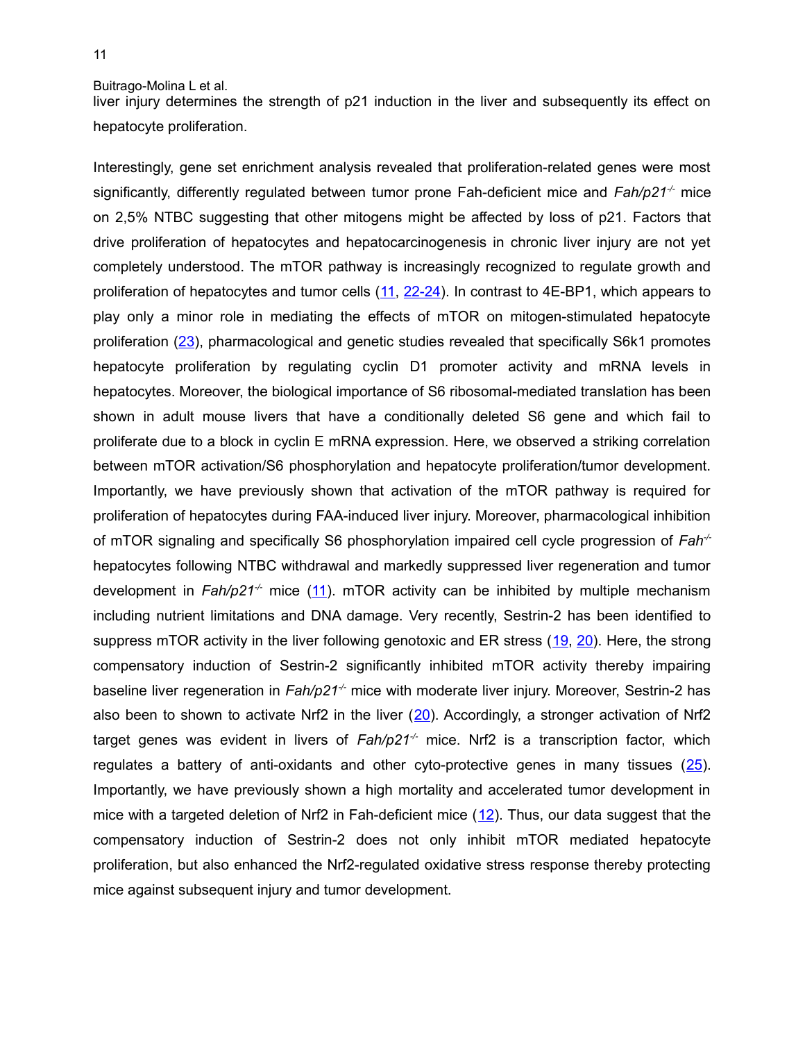liver injury determines the strength of p21 induction in the liver and subsequently its effect on hepatocyte proliferation.

Interestingly, gene set enrichment analysis revealed that proliferation-related genes were most significantly, differently regulated between tumor prone Fah-deficient mice and *Fah/p21*$^{-/-}$ mice on 2,5% NTBC suggesting that other mitogens might be affected by loss of p21. Factors that drive proliferation of hepatocytes and hepatocarcinogenesis in chronic liver injury are not yet completely understood. The mTOR pathway is increasingly recognized to regulate growth and proliferation of hepatocytes and tumor cells (11, 22-24). In contrast to 4E-BP1, which appears to play only a minor role in mediating the effects of mTOR on mitogen-stimulated hepatocyte proliferation (23), pharmacological and genetic studies revealed that specifically S6k1 promotes hepatocyte proliferation by regulating cyclin D1 promoter activity and mRNA levels in hepatocytes. Moreover, the biological importance of S6 ribosomal-mediated translation has been shown in adult mouse livers that have a conditionally deleted S6 gene and which fail to proliferate due to a block in cyclin E mRNA expression. Here, we observed a striking correlation between mTOR activation/S6 phosphorylation and hepatocyte proliferation/tumor development. Importantly, we have previously shown that activation of the mTOR pathway is required for proliferation of hepatocytes during FAA-induced liver injury. Moreover, pharmacological inhibition of mTOR signaling and specifically S6 phosphorylation impaired cell cycle progression of *Fah*$^{-/-}$ hepatocytes following NTBC withdrawal and markedly suppressed liver regeneration and tumor development in *Fah/p21*$^{-/-}$ mice (11). mTOR activity can be inhibited by multiple mechanism including nutrient limitations and DNA damage. Very recently, Sestrin-2 has been identified to suppress mTOR activity in the liver following genotoxic and ER stress (19, 20). Here, the strong compensatory induction of Sestrin-2 significantly inhibited mTOR activity thereby impairing baseline liver regeneration in *Fah/p21*$^{-/-}$ mice with moderate liver injury. Moreover, Sestrin-2 has also been to shown to activate Nrf2 in the liver (20). Accordingly, a stronger activation of Nrf2 target genes was evident in livers of *Fah/p21*$^{-/-}$ mice. Nrf2 is a transcription factor, which regulates a battery of anti-oxidants and other cyto-protective genes in many tissues (25). Importantly, we have previously shown a high mortality and accelerated tumor development in mice with a targeted deletion of Nrf2 in Fah-deficient mice (12). Thus, our data suggest that the compensatory induction of Sestrin-2 does not only inhibit mTOR mediated hepatocyte proliferation, but also enhanced the Nrf2-regulated oxidative stress response thereby protecting mice against subsequent injury and tumor development.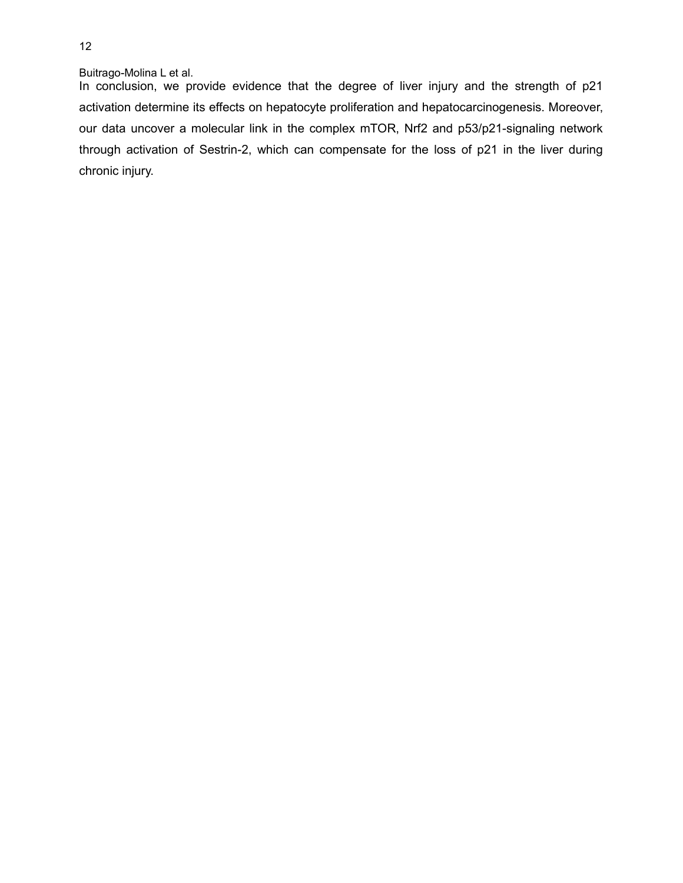In conclusion, we provide evidence that the degree of liver injury and the strength of p21 activation determine its effects on hepatocyte proliferation and hepatocarcinogenesis. Moreover, our data uncover a molecular link in the complex mTOR, Nrf2 and p53/p21-signaling network through activation of Sestrin-2, which can compensate for the loss of p21 in the liver during chronic injury.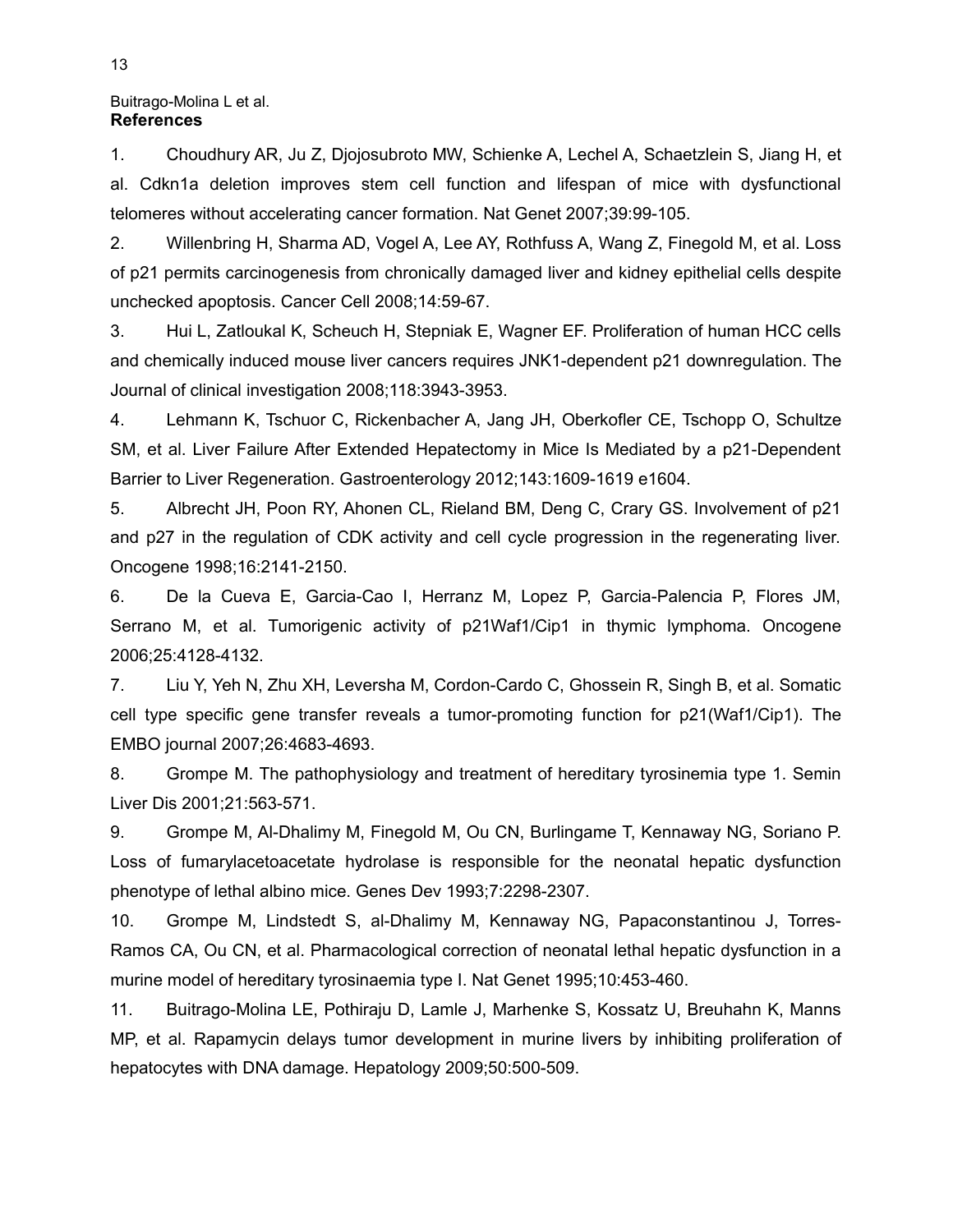## References

1. Choudhury AR, Ju Z, Djojosubroto MW, Schienke A, Lechel A, Schaetzlein S, Jiang H, et al. Cdkn1a deletion improves stem cell function and lifespan of mice with dysfunctional telomeres without accelerating cancer formation. Nat Genet 2007;39:99-105.

2. Willenbring H, Sharma AD, Vogel A, Lee AY, Rothfuss A, Wang Z, Finegold M, et al. Loss of p21 permits carcinogenesis from chronically damaged liver and kidney epithelial cells despite unchecked apoptosis. Cancer Cell 2008;14:59-67.

3. Hui L, Zatloukal K, Scheuch H, Stepniak E, Wagner EF. Proliferation of human HCC cells and chemically induced mouse liver cancers requires JNK1-dependent p21 downregulation. The Journal of clinical investigation 2008;118:3943-3953.

4. Lehmann K, Tschuor C, Rickenbacher A, Jang JH, Oberkofler CE, Tschopp O, Schultze SM, et al. Liver Failure After Extended Hepatectomy in Mice Is Mediated by a p21-Dependent Barrier to Liver Regeneration. Gastroenterology 2012;143:1609-1619 e1604.

5. Albrecht JH, Poon RY, Ahonen CL, Rieland BM, Deng C, Crary GS. Involvement of p21 and p27 in the regulation of CDK activity and cell cycle progression in the regenerating liver. Oncogene 1998;16:2141-2150.

6. De la Cueva E, Garcia-Cao I, Herranz M, Lopez P, Garcia-Palencia P, Flores JM, Serrano M, et al. Tumorigenic activity of p21Waf1/Cip1 in thymic lymphoma. Oncogene 2006;25:4128-4132.

7. Liu Y, Yeh N, Zhu XH, Leversha M, Cordon-Cardo C, Ghossein R, Singh B, et al. Somatic cell type specific gene transfer reveals a tumor-promoting function for p21(Waf1/Cip1). The EMBO journal 2007;26:4683-4693.

8. Grompe M. The pathophysiology and treatment of hereditary tyrosinemia type 1. Semin Liver Dis 2001;21:563-571.

9. Grompe M, Al-Dhalimy M, Finegold M, Ou CN, Burlingame T, Kennaway NG, Soriano P. Loss of fumarylacetoacetate hydrolase is responsible for the neonatal hepatic dysfunction phenotype of lethal albino mice. Genes Dev 1993;7:2298-2307.

10. Grompe M, Lindstedt S, al-Dhalimy M, Kennaway NG, Papaconstantinou J, Torres-Ramos CA, Ou CN, et al. Pharmacological correction of neonatal lethal hepatic dysfunction in a murine model of hereditary tyrosinaemia type I. Nat Genet 1995;10:453-460.

11. Buitrago-Molina LE, Pothiraju D, Lamle J, Marhenke S, Kossatz U, Breuhahn K, Manns MP, et al. Rapamycin delays tumor development in murine livers by inhibiting proliferation of hepatocytes with DNA damage. Hepatology 2009;50:500-509.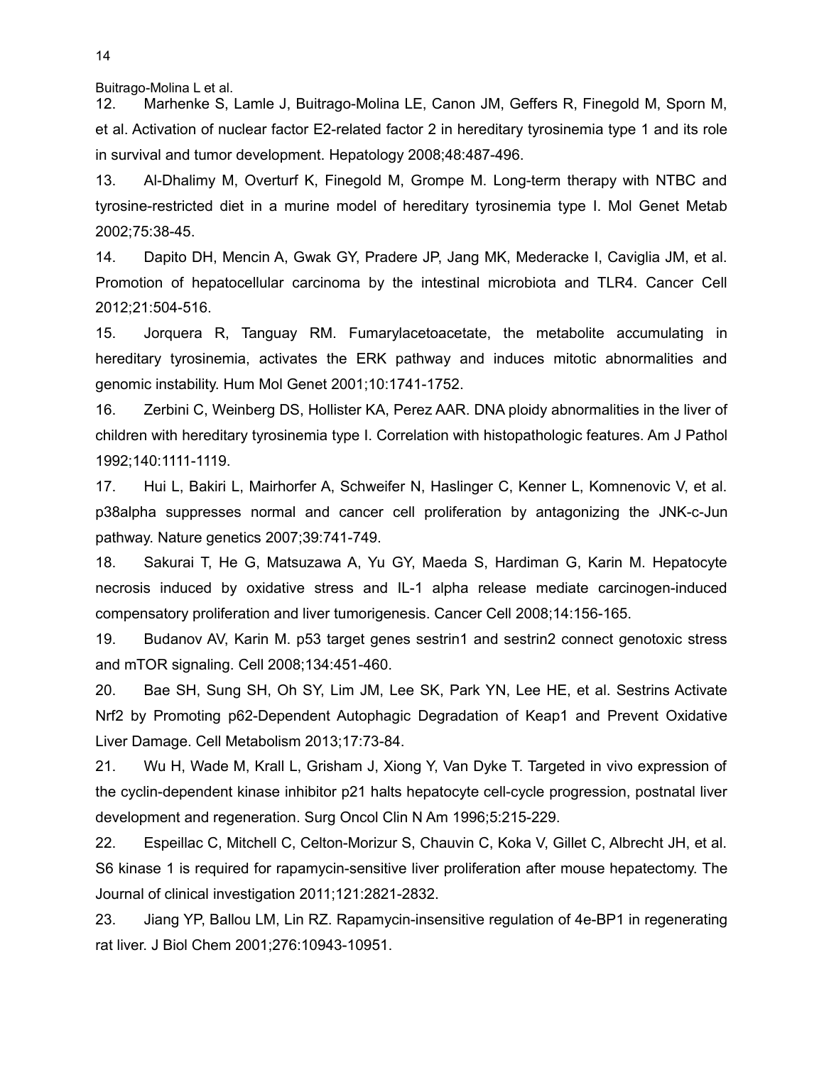12. Marhenke S, Lamle J, Buitrago-Molina LE, Canon JM, Geffers R, Finegold M, Sporn M, et al. Activation of nuclear factor E2-related factor 2 in hereditary tyrosinemia type 1 and its role in survival and tumor development. Hepatology 2008;48:487-496.

13. Al-Dhalimy M, Overturf K, Finegold M, Grompe M. Long-term therapy with NTBC and tyrosine-restricted diet in a murine model of hereditary tyrosinemia type I. Mol Genet Metab 2002;75:38-45.

14. Dapito DH, Mencin A, Gwak GY, Pradere JP, Jang MK, Mederacke I, Caviglia JM, et al. Promotion of hepatocellular carcinoma by the intestinal microbiota and TLR4. Cancer Cell 2012;21:504-516.

15. Jorquera R, Tanguay RM. Fumarylacetoacetate, the metabolite accumulating in hereditary tyrosinemia, activates the ERK pathway and induces mitotic abnormalities and genomic instability. Hum Mol Genet 2001;10:1741-1752.

16. Zerbini C, Weinberg DS, Hollister KA, Perez AAR. DNA ploidy abnormalities in the liver of children with hereditary tyrosinemia type I. Correlation with histopathologic features. Am J Pathol 1992;140:1111-1119.

17. Hui L, Bakiri L, Mairhorfer A, Schweifer N, Haslinger C, Kenner L, Komnenovic V, et al. p38alpha suppresses normal and cancer cell proliferation by antagonizing the JNK-c-Jun pathway. Nature genetics 2007;39:741-749.

18. Sakurai T, He G, Matsuzawa A, Yu GY, Maeda S, Hardiman G, Karin M. Hepatocyte necrosis induced by oxidative stress and IL-1 alpha release mediate carcinogen-induced compensatory proliferation and liver tumorigenesis. Cancer Cell 2008;14:156-165.

19. Budanov AV, Karin M. p53 target genes sestrin1 and sestrin2 connect genotoxic stress and mTOR signaling. Cell 2008;134:451-460.

20. Bae SH, Sung SH, Oh SY, Lim JM, Lee SK, Park YN, Lee HE, et al. Sestrins Activate Nrf2 by Promoting p62-Dependent Autophagic Degradation of Keap1 and Prevent Oxidative Liver Damage. Cell Metabolism 2013;17:73-84.

21. Wu H, Wade M, Krall L, Grisham J, Xiong Y, Van Dyke T. Targeted in vivo expression of the cyclin-dependent kinase inhibitor p21 halts hepatocyte cell-cycle progression, postnatal liver development and regeneration. Surg Oncol Clin N Am 1996;5:215-229.

22. Espeillac C, Mitchell C, Celton-Morizur S, Chauvin C, Koka V, Gillet C, Albrecht JH, et al. S6 kinase 1 is required for rapamycin-sensitive liver proliferation after mouse hepatectomy. The Journal of clinical investigation 2011;121:2821-2832.

23. Jiang YP, Ballou LM, Lin RZ. Rapamycin-insensitive regulation of 4e-BP1 in regenerating rat liver. J Biol Chem 2001;276:10943-10951.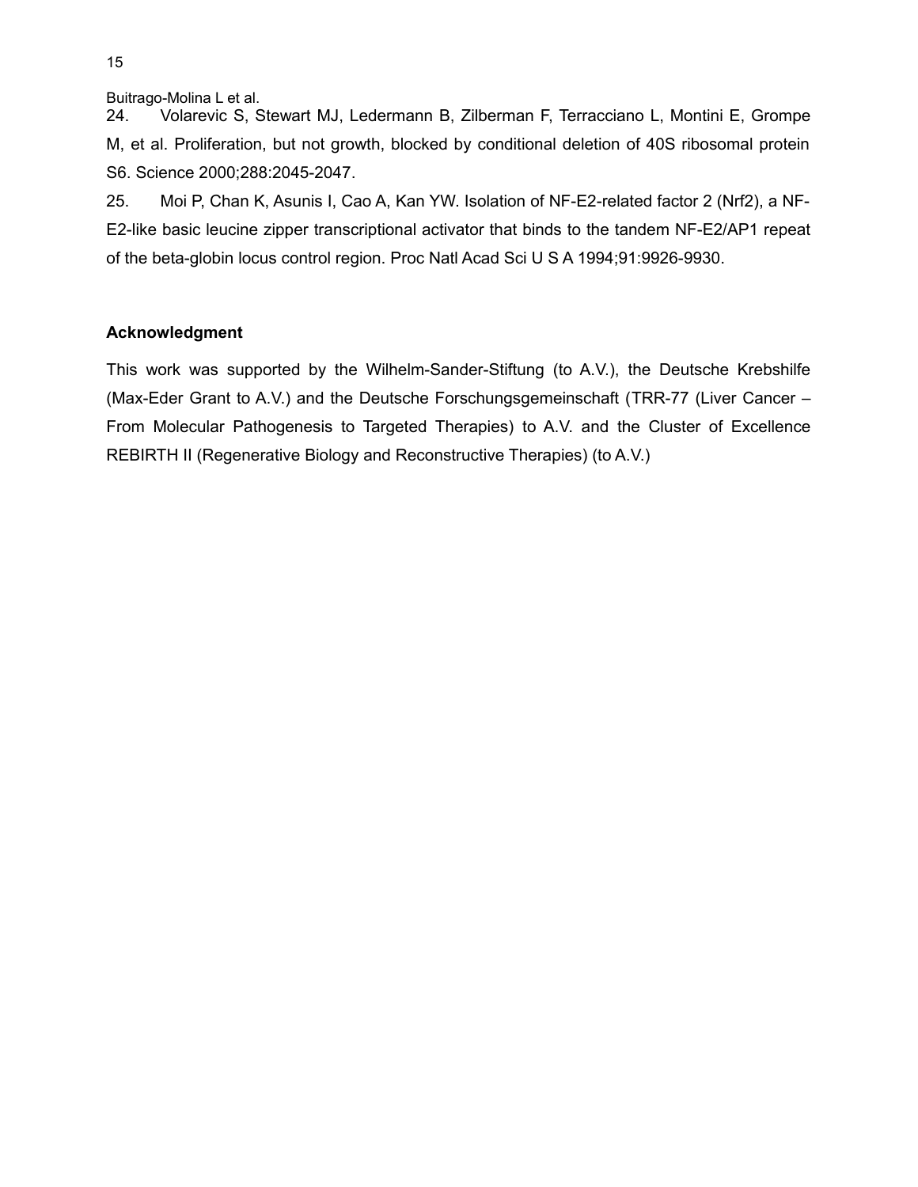24. Volarevic S, Stewart MJ, Ledermann B, Zilberman F, Terracciano L, Montini E, Grompe M, et al. Proliferation, but not growth, blocked by conditional deletion of 40S ribosomal protein S6. Science 2000;288:2045-2047.

25. Moi P, Chan K, Asunis I, Cao A, Kan YW. Isolation of NF-E2-related factor 2 (Nrf2), a NF-E2-like basic leucine zipper transcriptional activator that binds to the tandem NF-E2/AP1 repeat of the beta-globin locus control region. Proc Natl Acad Sci U S A 1994;91:9926-9930.

**Acknowledgment**

This work was supported by the Wilhelm-Sander-Stiftung (to A.V.), the Deutsche Krebshilfe (Max-Eder Grant to A.V.) and the Deutsche Forschungsgemeinschaft (TRR-77 (Liver Cancer – From Molecular Pathogenesis to Targeted Therapies) to A.V. and the Cluster of Excellence REBIRTH II (Regenerative Biology and Reconstructive Therapies) (to A.V.)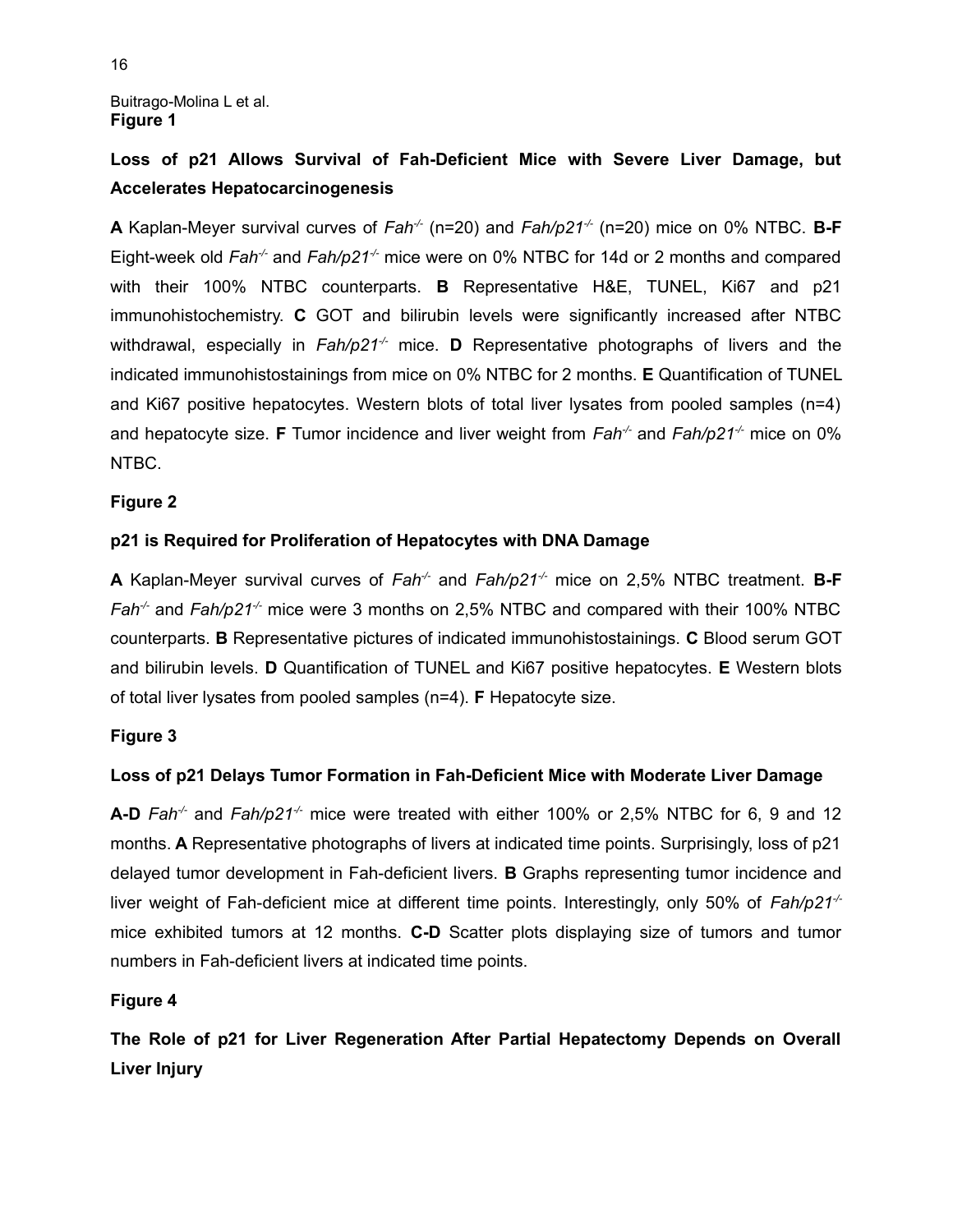**Figure 1**

**Loss of p21 Allows Survival of Fah-Deficient Mice with Severe Liver Damage, but Accelerates Hepatocarcinogenesis**

**A** Kaplan-Meyer survival curves of *Fah*$^{-/-}$ (n=20) and *Fah/p21*$^{-/-}$ (n=20) mice on 0% NTBC. **B-F** Eight-week old *Fah*$^{-/-}$ and *Fah/p21*$^{-/-}$ mice were on 0% NTBC for 14d or 2 months and compared with their 100% NTBC counterparts. **B** Representative H&E, TUNEL, Ki67 and p21 immunohistochemistry. **C** GOT and bilirubin levels were significantly increased after NTBC withdrawal, especially in *Fah/p21*$^{-/-}$ mice. **D** Representative photographs of livers and the indicated immunohistostainings from mice on 0% NTBC for 2 months. **E** Quantification of TUNEL and Ki67 positive hepatocytes. Western blots of total liver lysates from pooled samples (n=4) and hepatocyte size. **F** Tumor incidence and liver weight from *Fah*$^{-/-}$ and *Fah/p21*$^{-/-}$ mice on 0% NTBC.

**Figure 2**

**p21 is Required for Proliferation of Hepatocytes with DNA Damage**

**A** Kaplan-Meyer survival curves of *Fah*$^{-/-}$ and *Fah/p21*$^{-/-}$ mice on 2,5% NTBC treatment. **B-F** *Fah*$^{-/-}$ and *Fah/p21*$^{-/-}$ mice were 3 months on 2,5% NTBC and compared with their 100% NTBC counterparts. **B** Representative pictures of indicated immunohistostainings. **C** Blood serum GOT and bilirubin levels. **D** Quantification of TUNEL and Ki67 positive hepatocytes. **E** Western blots of total liver lysates from pooled samples (n=4). **F** Hepatocyte size.

**Figure 3**

**Loss of p21 Delays Tumor Formation in Fah-Deficient Mice with Moderate Liver Damage**

**A-D** *Fah*$^{-/-}$ and *Fah/p21*$^{-/-}$ mice were treated with either 100% or 2,5% NTBC for 6, 9 and 12 months. **A** Representative photographs of livers at indicated time points. Surprisingly, loss of p21 delayed tumor development in Fah-deficient livers. **B** Graphs representing tumor incidence and liver weight of Fah-deficient mice at different time points. Interestingly, only 50% of *Fah/p21*$^{-/-}$ mice exhibited tumors at 12 months. **C-D** Scatter plots displaying size of tumors and tumor numbers in Fah-deficient livers at indicated time points.

**Figure 4**

**The Role of p21 for Liver Regeneration After Partial Hepatectomy Depends on Overall Liver Injury**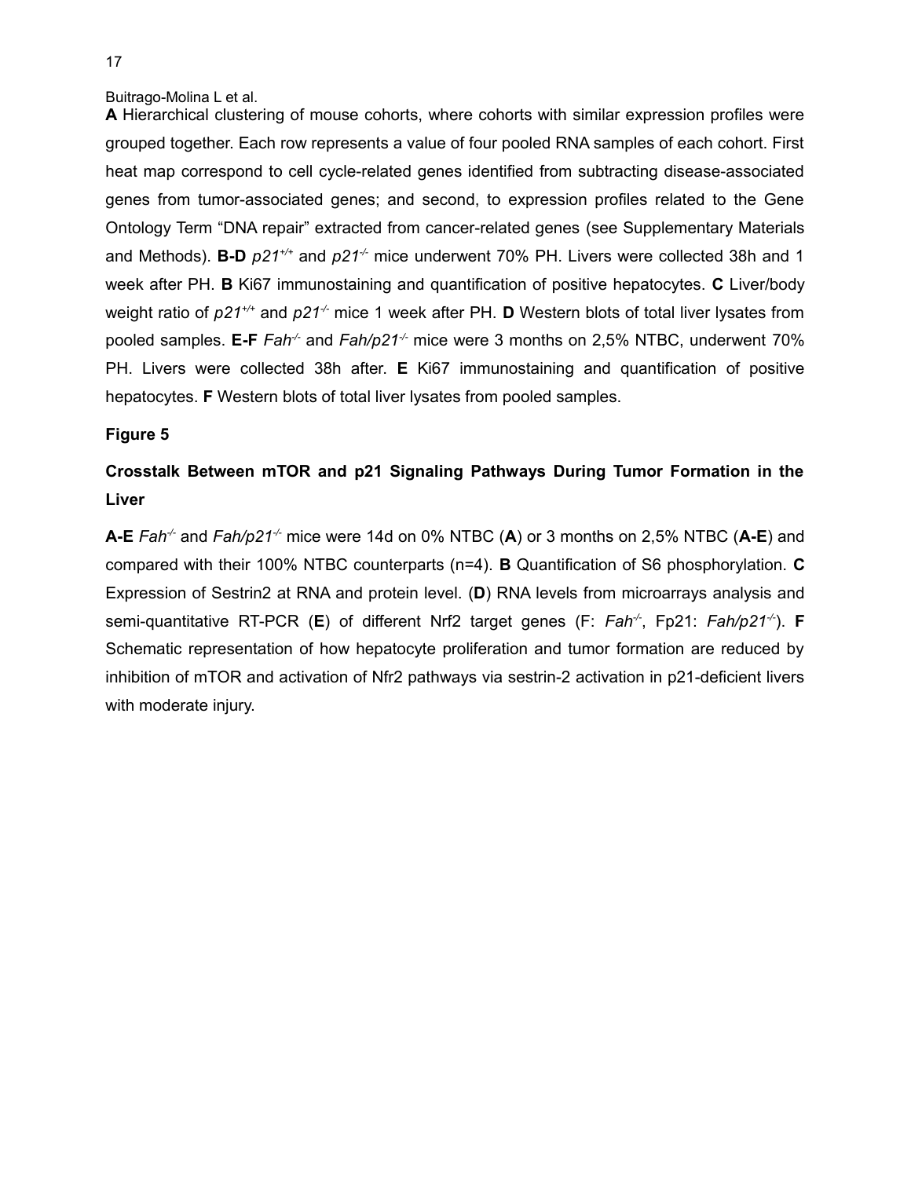**A** Hierarchical clustering of mouse cohorts, where cohorts with similar expression profiles were grouped together. Each row represents a value of four pooled RNA samples of each cohort. First heat map correspond to cell cycle-related genes identified from subtracting disease-associated genes from tumor-associated genes; and second, to expression profiles related to the Gene Ontology Term “DNA repair” extracted from cancer-related genes (see Supplementary Materials and Methods). **B-D** *p21*$^{+/+}$ and *p21*$^{-/-}$ mice underwent 70% PH. Livers were collected 38h and 1 week after PH. **B** Ki67 immunostaining and quantification of positive hepatocytes. **C** Liver/body weight ratio of *p21*$^{+/+}$ and *p21*$^{-/-}$ mice 1 week after PH. **D** Western blots of total liver lysates from pooled samples. **E-F** *Fah*$^{-/-}$ and *Fah/p21*$^{-/-}$ mice were 3 months on 2,5% NTBC, underwent 70% PH. Livers were collected 38h after. **E** Ki67 immunostaining and quantification of positive hepatocytes. **F** Western blots of total liver lysates from pooled samples.

## Figure 5

### Crosstalk Between mTOR and p21 Signaling Pathways During Tumor Formation in the Liver

**A-E** *Fah*$^{-/-}$ and *Fah/p21*$^{-/-}$ mice were 14d on 0% NTBC (**A**) or 3 months on 2,5% NTBC (**A-E**) and compared with their 100% NTBC counterparts (n=4). **B** Quantification of S6 phosphorylation. **C** Expression of Sestrin2 at RNA and protein level. (**D**) RNA levels from microarrays analysis and semi-quantitative RT-PCR (**E**) of different Nrf2 target genes (F: *Fah*$^{-/-}$, Fp21: *Fah/p21*$^{-/-}$). **F** Schematic representation of how hepatocyte proliferation and tumor formation are reduced by inhibition of mTOR and activation of Nfr2 pathways via sestrin-2 activation in p21-deficient livers with moderate injury.